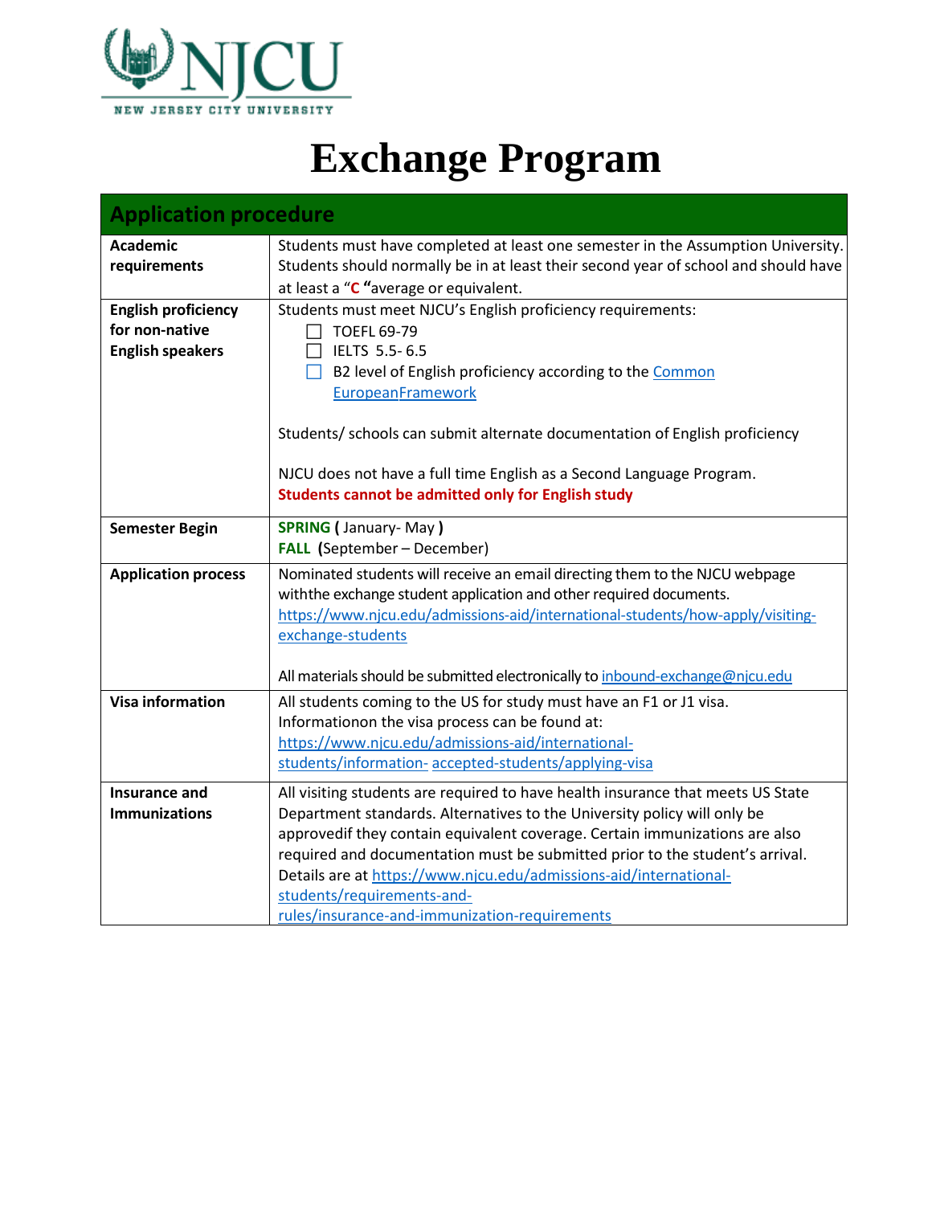NJCU

NEW JERSEY CITY UNIVERSITY

# Exchange Program

| Application procedure | |
|---|---|
| **Academic requirements** | Students must have completed at least one semester in the Assumption University. Students should normally be in at least their second year of school and should have at least a "**C** "average or equivalent. |
| **English proficiency for non-native English speakers** | Students must meet NJCU's English proficiency requirements:<br>☐ TOEFL 69-79<br>☐ IELTS 5.5- 6.5<br>☐ B2 level of English proficiency according to the [Common EuropeanFramework](Common EuropeanFramework)<br><br>Students/ schools can submit alternate documentation of English proficiency<br><br>NJCU does not have a full time English as a Second Language Program.<br>**Students cannot be admitted only for English study** |
| **Semester Begin** | **SPRING** **(** January- May **)**<br>**FALL** **(**September – December) |
| **Application process** | Nominated students will receive an email directing them to the NJCU webpage withthe exchange student application and other required documents.<br>https://www.njcu.edu/admissions-aid/international-students/how-apply/visiting-exchange-students<br><br>All materials should be submitted electronically to inbound-exchange@njcu.edu |
| **Visa information** | All students coming to the US for study must have an F1 or J1 visa. Informationon the visa process can be found at:<br>https://www.njcu.edu/admissions-aid/international-students/information- accepted-students/applying-visa |
| **Insurance and Immunizations** | All visiting students are required to have health insurance that meets US State Department standards. Alternatives to the University policy will only be approvedif they contain equivalent coverage. Certain immunizations are also required and documentation must be submitted prior to the student's arrival. Details are at https://www.njcu.edu/admissions-aid/international-students/requirements-and-rules/insurance-and-immunization-requirements |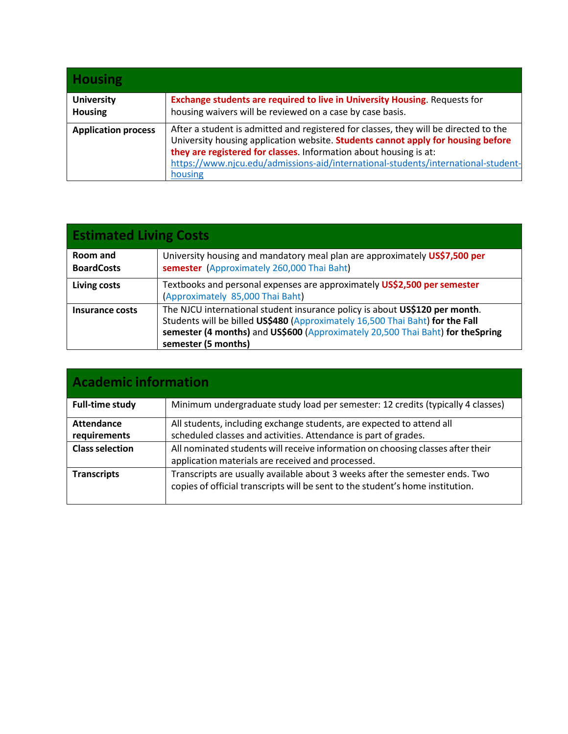| Housing | |
|---|---|
| **University Housing** | **Exchange students are required to live in University Housing**. Requests for housing waivers will be reviewed on a case by case basis. |
| **Application process** | After a student is admitted and registered for classes, they will be directed to the University housing application website. **Students cannot apply for housing before they are registered for classes**. Information about housing is at: https://www.njcu.edu/admissions-aid/international-students/international-student-housing |

| Estimated Living Costs | |
|---|---|
| **Room and BoardCosts** | University housing and mandatory meal plan are approximately **US$7,500 per semester** (Approximately 260,000 Thai Baht) |
| **Living costs** | Textbooks and personal expenses are approximately **US$2,500 per semester** (Approximately 85,000 Thai Baht) |
| **Insurance costs** | The NJCU international student insurance policy is about **US$120 per month**. Students will be billed **US$480** (Approximately 16,500 Thai Baht) **for the Fall semester (4 months)** and **US$600** (Approximately 20,500 Thai Baht) **for theSpring semester (5 months)** |

| Academic information | |
|---|---|
| **Full-time study** | Minimum undergraduate study load per semester: 12 credits (typically 4 classes) |
| **Attendance requirements** | All students, including exchange students, are expected to attend all scheduled classes and activities. Attendance is part of grades. |
| **Class selection** | All nominated students will receive information on choosing classes after their application materials are received and processed. |
| **Transcripts** | Transcripts are usually available about 3 weeks after the semester ends. Two copies of official transcripts will be sent to the student's home institution. |